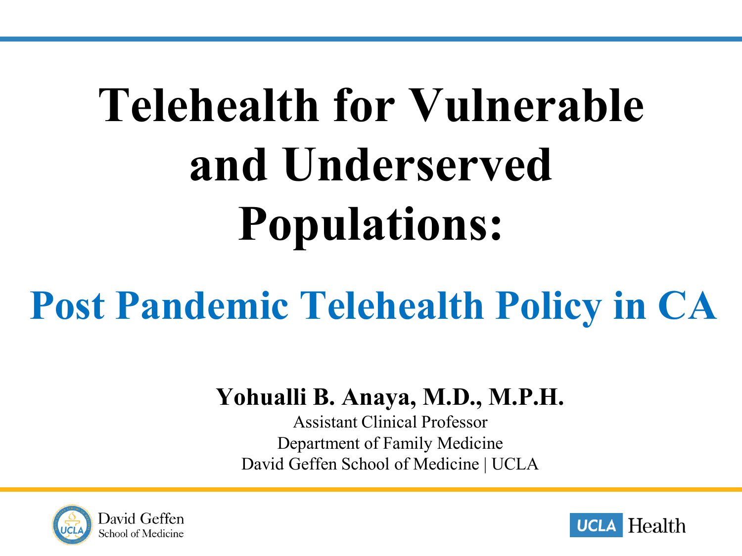# Telehealth for Vulnerable and Underserved Populations:

## Post Pandemic Telehealth Policy in CA

**Yohualli B. Anaya, M.D., M.P.H.**

Assistant Clinical Professor
Department of Family Medicine
David Geffen School of Medicine | UCLA

David Geffen School of Medicine

UCLA Health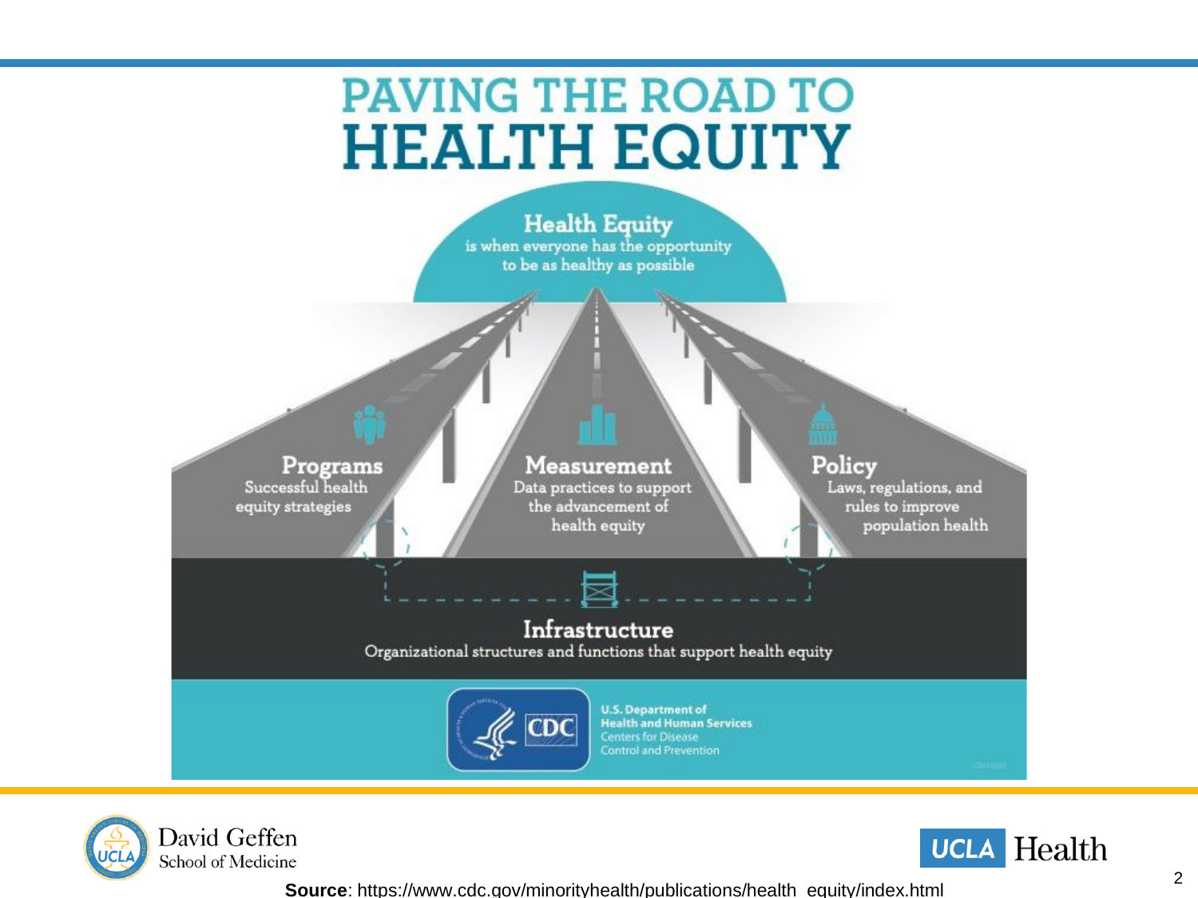# PAVING THE ROAD TO HEALTH EQUITY

**Health Equity**
is when everyone has the opportunity to be as healthy as possible

**Programs**
Successful health equity strategies

**Measurement**
Data practices to support the advancement of health equity

**Policy**
Laws, regulations, and rules to improve population health

**Infrastructure**
Organizational structures and functions that support health equity

U.S. Department of Health and Human Services
Centers for Disease Control and Prevention

**Source**: https://www.cdc.gov/minorityhealth/publications/health_equity/index.html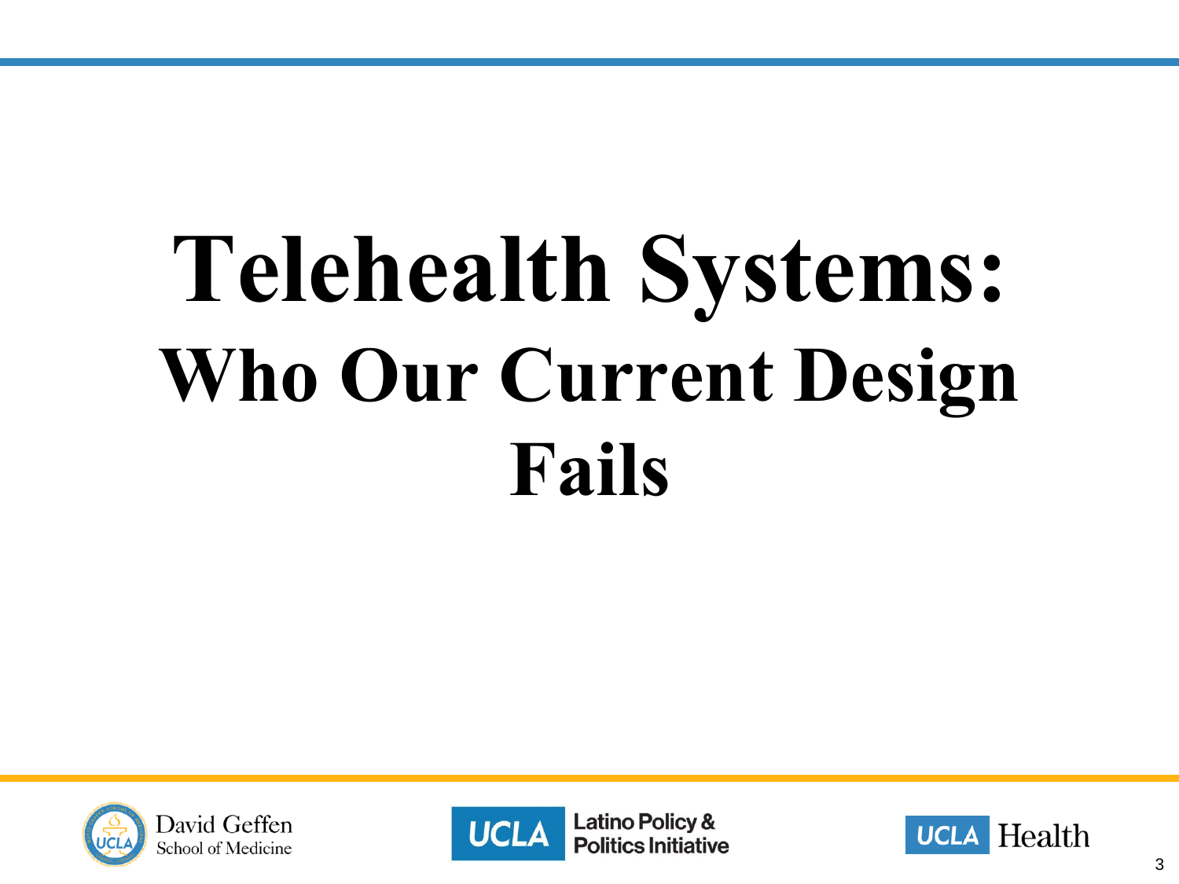# Telehealth Systems:

## Who Our Current Design Fails

David Geffen School of Medicine

UCLA Latino Policy & Politics Initiative

UCLA Health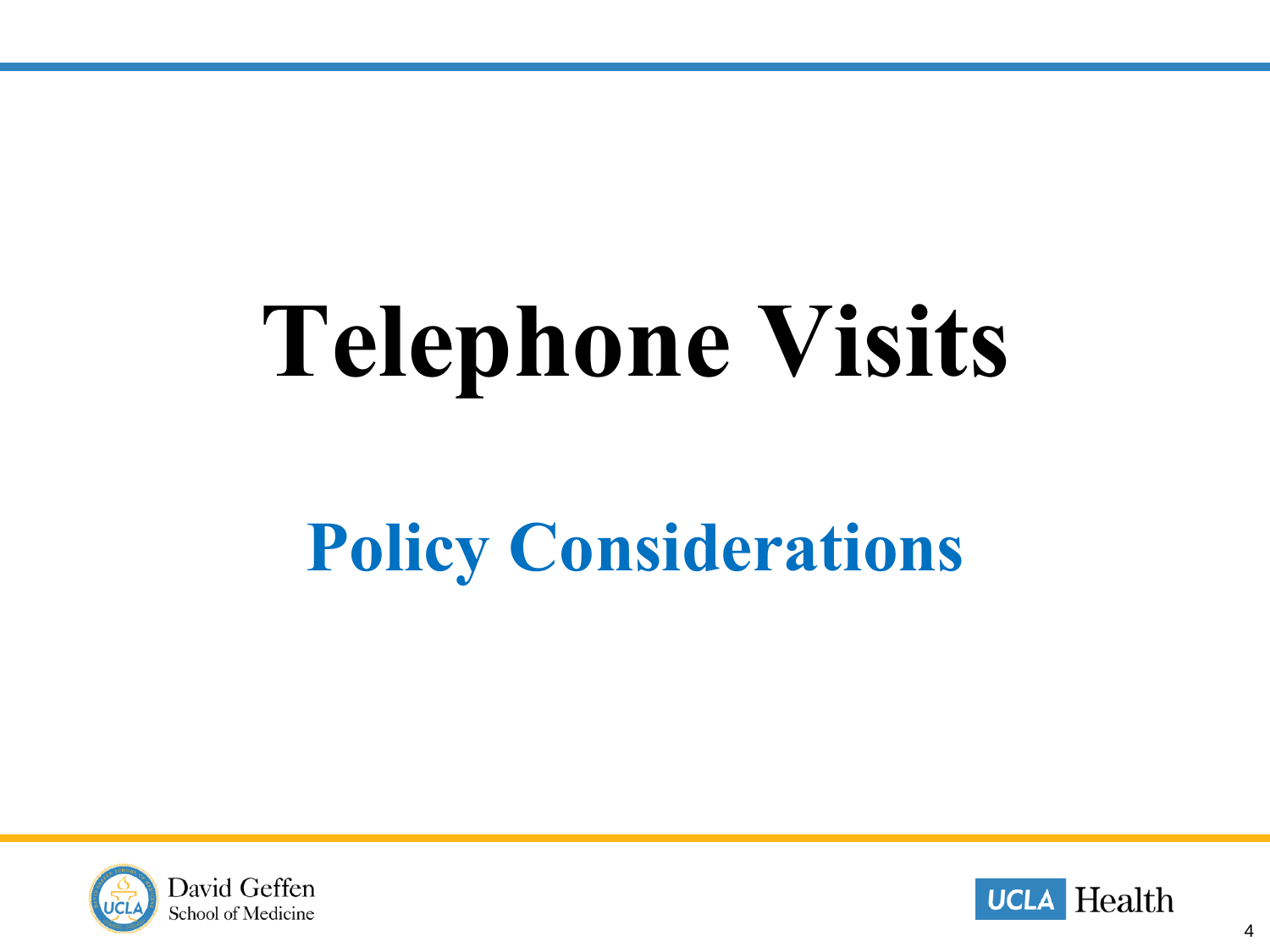# Telephone Visits

## Policy Considerations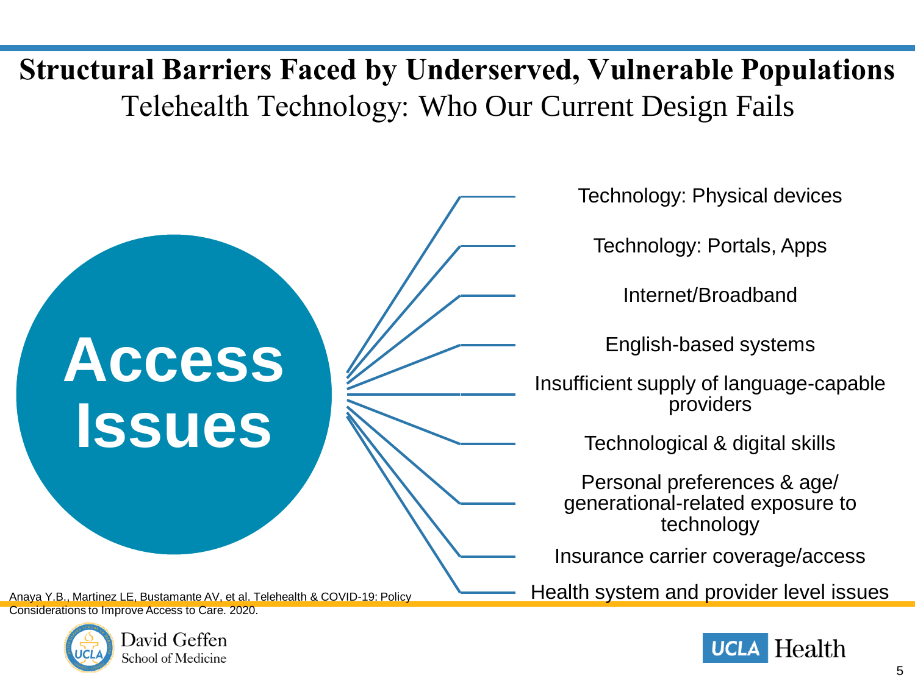# Structural Barriers Faced by Underserved, Vulnerable Populations

## Telehealth Technology: Who Our Current Design Fails

**Access Issues**

- Technology: Physical devices
- Technology: Portals, Apps
- Internet/Broadband
- English-based systems
- Insufficient supply of language-capable providers
- Technological & digital skills
- Personal preferences & age/ generational-related exposure to technology
- Insurance carrier coverage/access
- Health system and provider level issues

Anaya Y.B., Martinez LE, Bustamante AV, et al. Telehealth & COVID-19: Policy Considerations to Improve Access to Care. 2020.

David Geffen School of Medicine

UCLA Health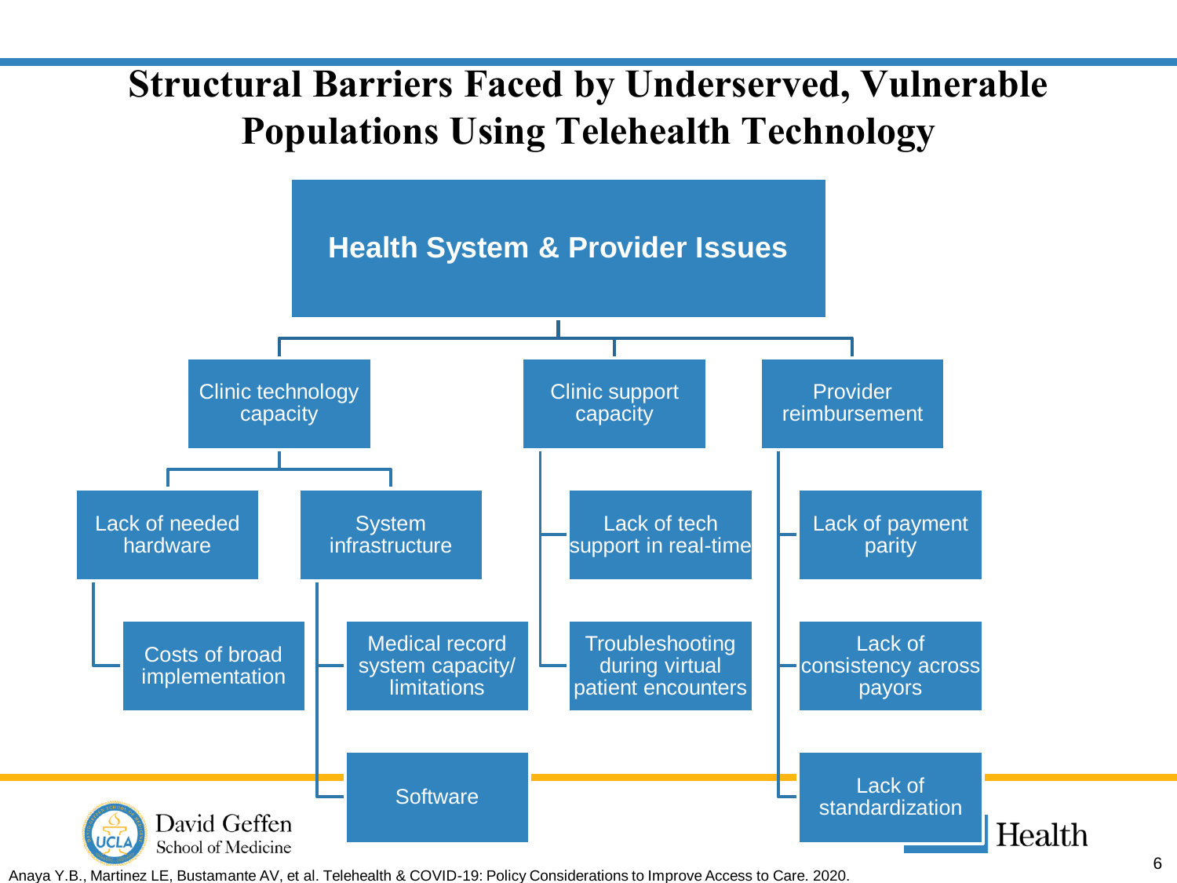# Structural Barriers Faced by Underserved, Vulnerable Populations Using Telehealth Technology

## Health System & Provider Issues

- **Clinic technology capacity**
  - Lack of needed hardware
    - Costs of broad implementation
  - System infrastructure
    - Medical record system capacity/ limitations
    - Software
- **Clinic support capacity**
  - Lack of tech support in real-time
  - Troubleshooting during virtual patient encounters
- **Provider reimbursement**
  - Lack of payment parity
  - Lack of consistency across payors
  - Lack of standardization

Anaya Y.B., Martinez LE, Bustamante AV, et al. Telehealth & COVID-19: Policy Considerations to Improve Access to Care. 2020.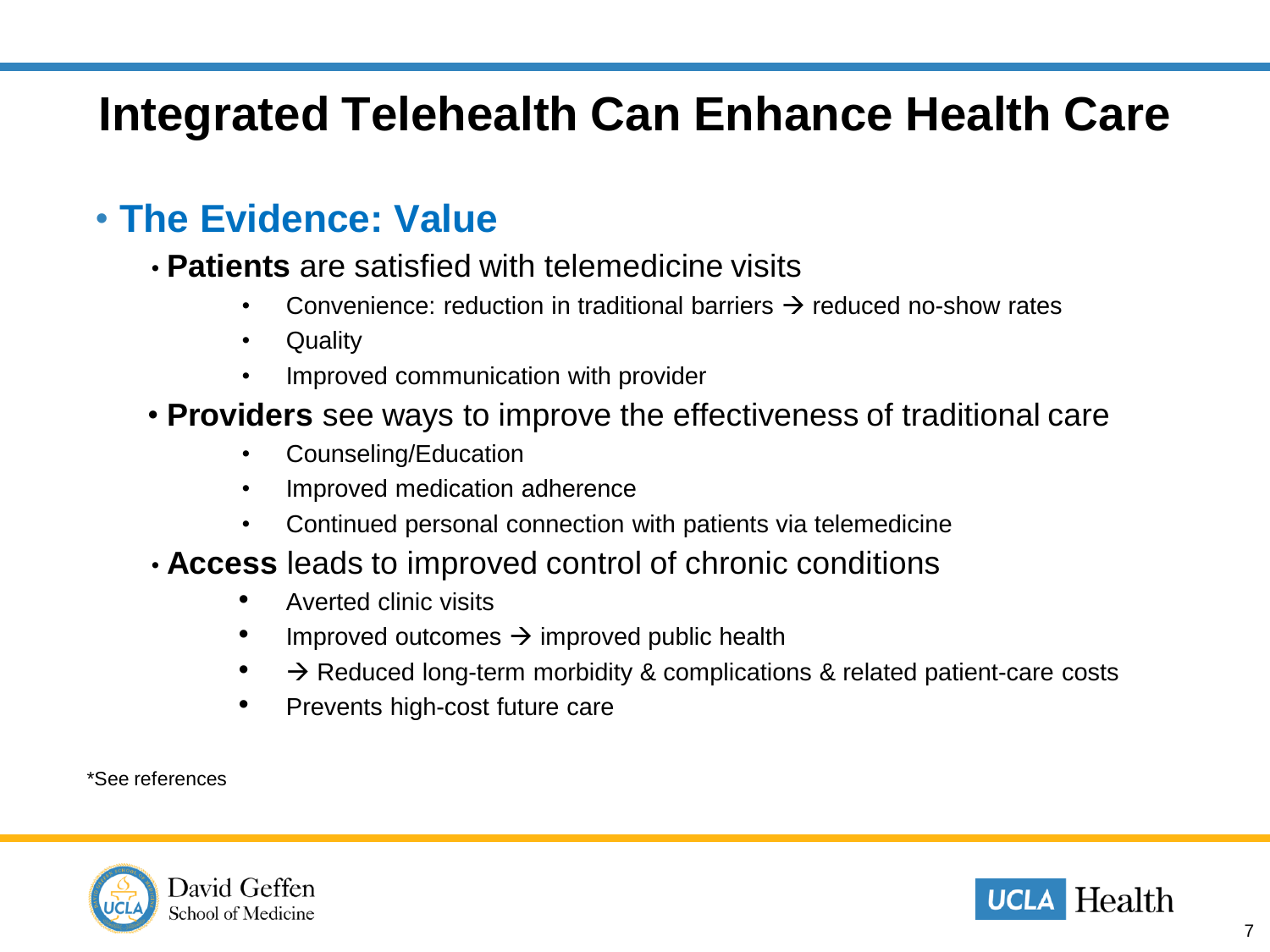# Integrated Telehealth Can Enhance Health Care

- **The Evidence: Value**
  - **Patients** are satisfied with telemedicine visits
    - Convenience: reduction in traditional barriers → reduced no-show rates
    - Quality
    - Improved communication with provider
  - **Providers** see ways to improve the effectiveness of traditional care
    - Counseling/Education
    - Improved medication adherence
    - Continued personal connection with patients via telemedicine
  - **Access** leads to improved control of chronic conditions
    - Averted clinic visits
    - Improved outcomes → improved public health
    - → Reduced long-term morbidity & complications & related patient-care costs
    - Prevents high-cost future care

*See references

David Geffen School of Medicine

UCLA Health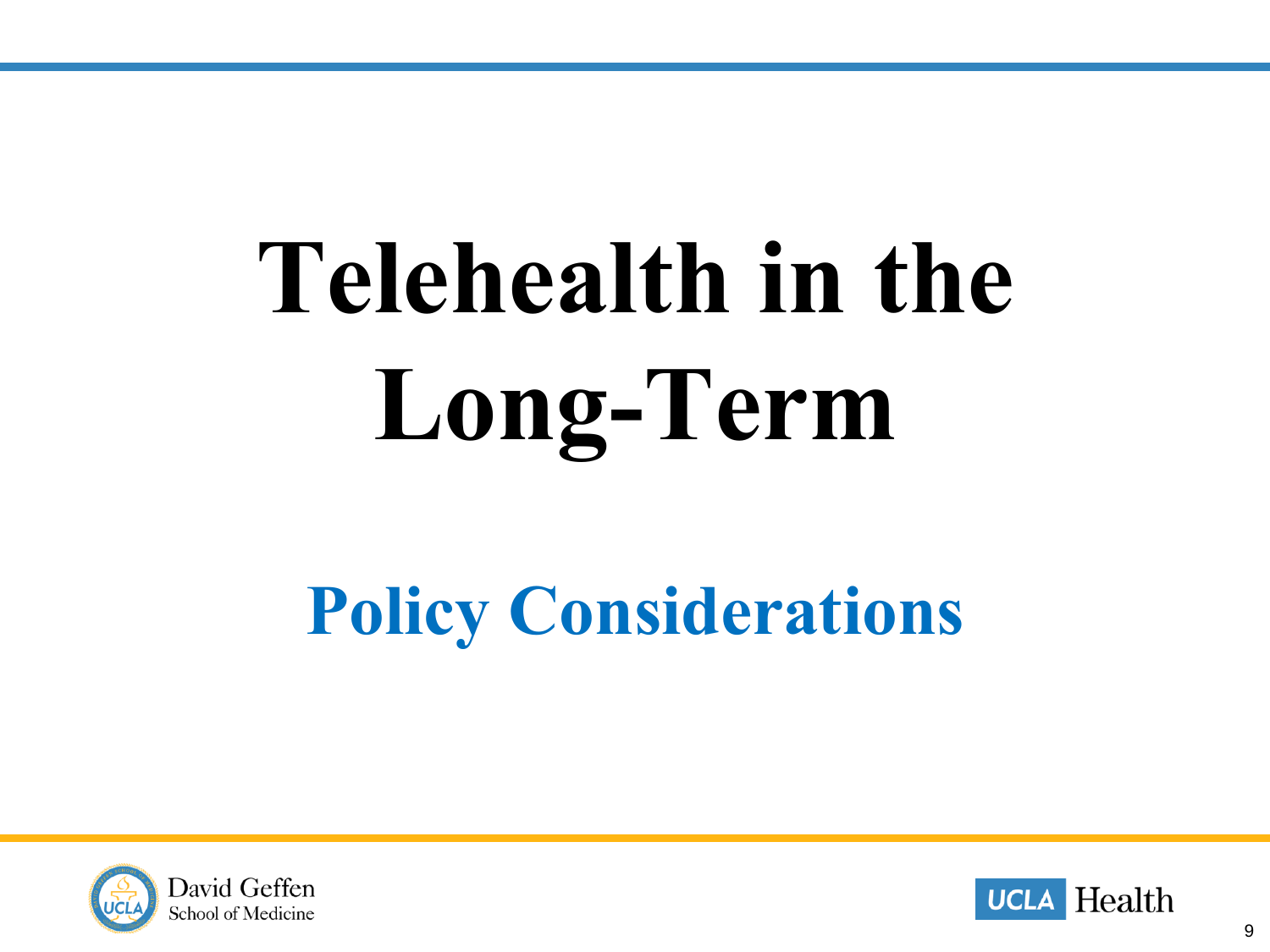# Telehealth in the Long-Term

## Policy Considerations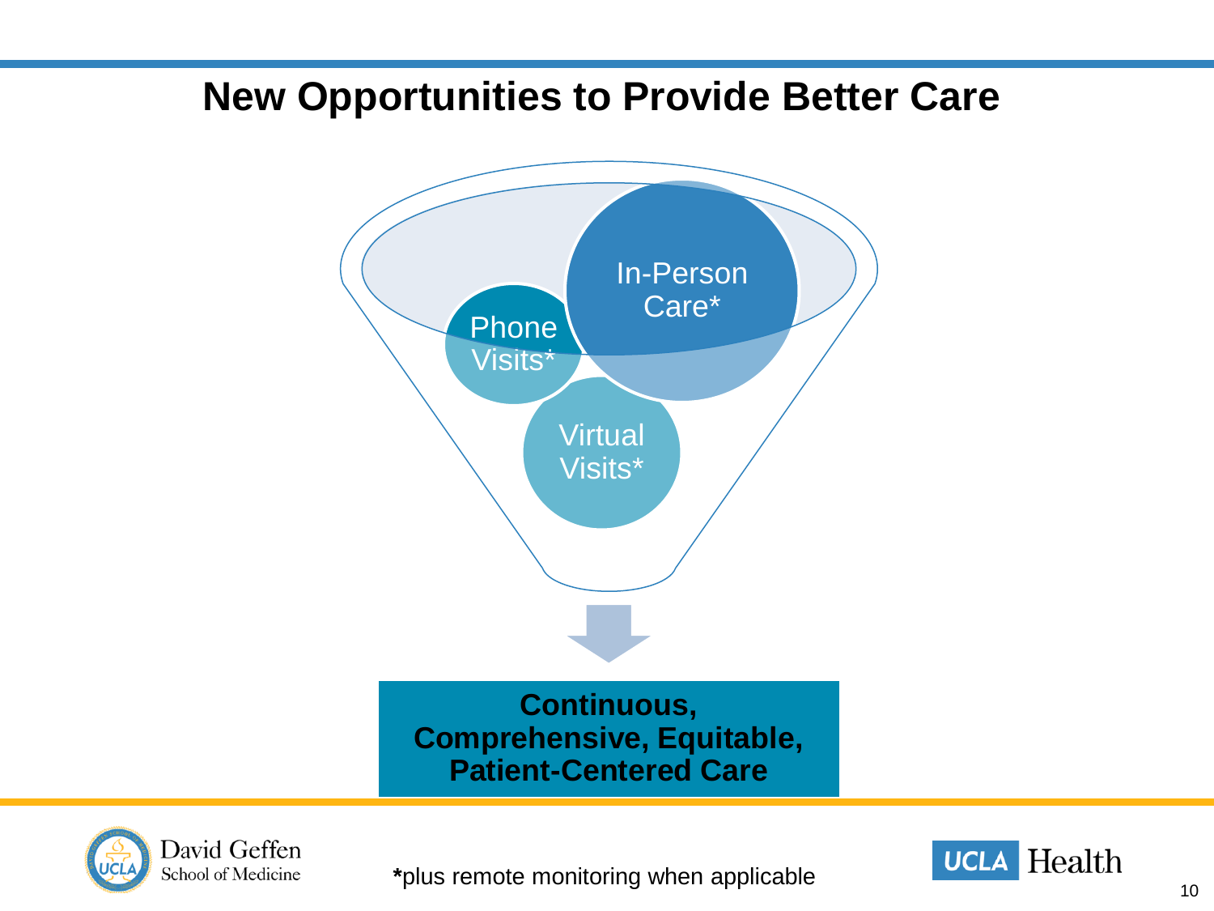# New Opportunities to Provide Better Care

In-Person Care*

Phone Visits*

Virtual Visits*

**Continuous, Comprehensive, Equitable, Patient-Centered Care**

**\***plus remote monitoring when applicable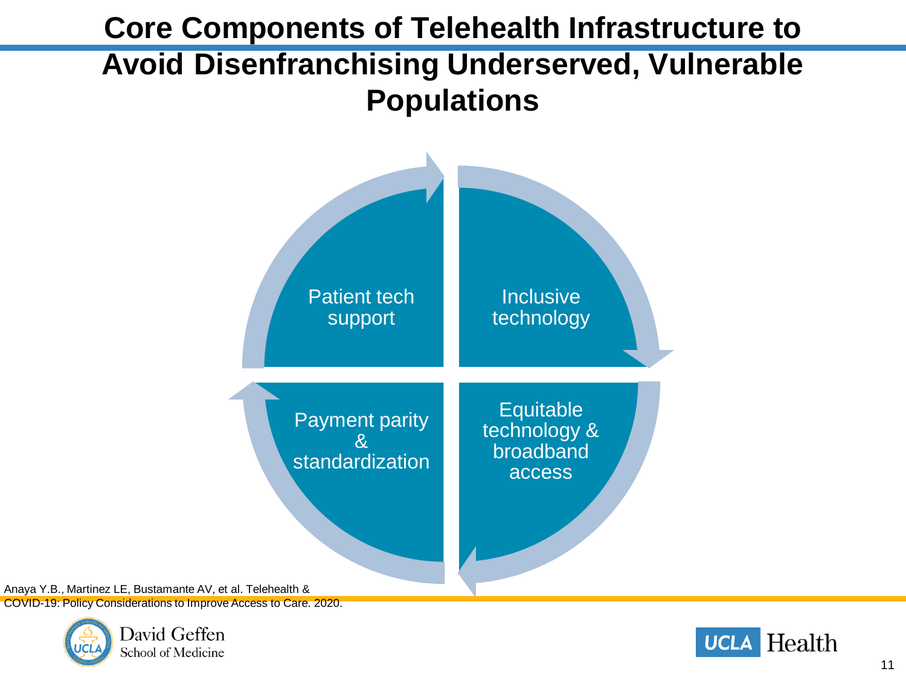# Core Components of Telehealth Infrastructure to Avoid Disenfranchising Underserved, Vulnerable Populations

- Patient tech support
- Inclusive technology
- Equitable technology & broadband access
- Payment parity & standardization

Anaya Y.B., Martinez LE, Bustamante AV, et al. Telehealth & COVID-19: Policy Considerations to Improve Access to Care. 2020.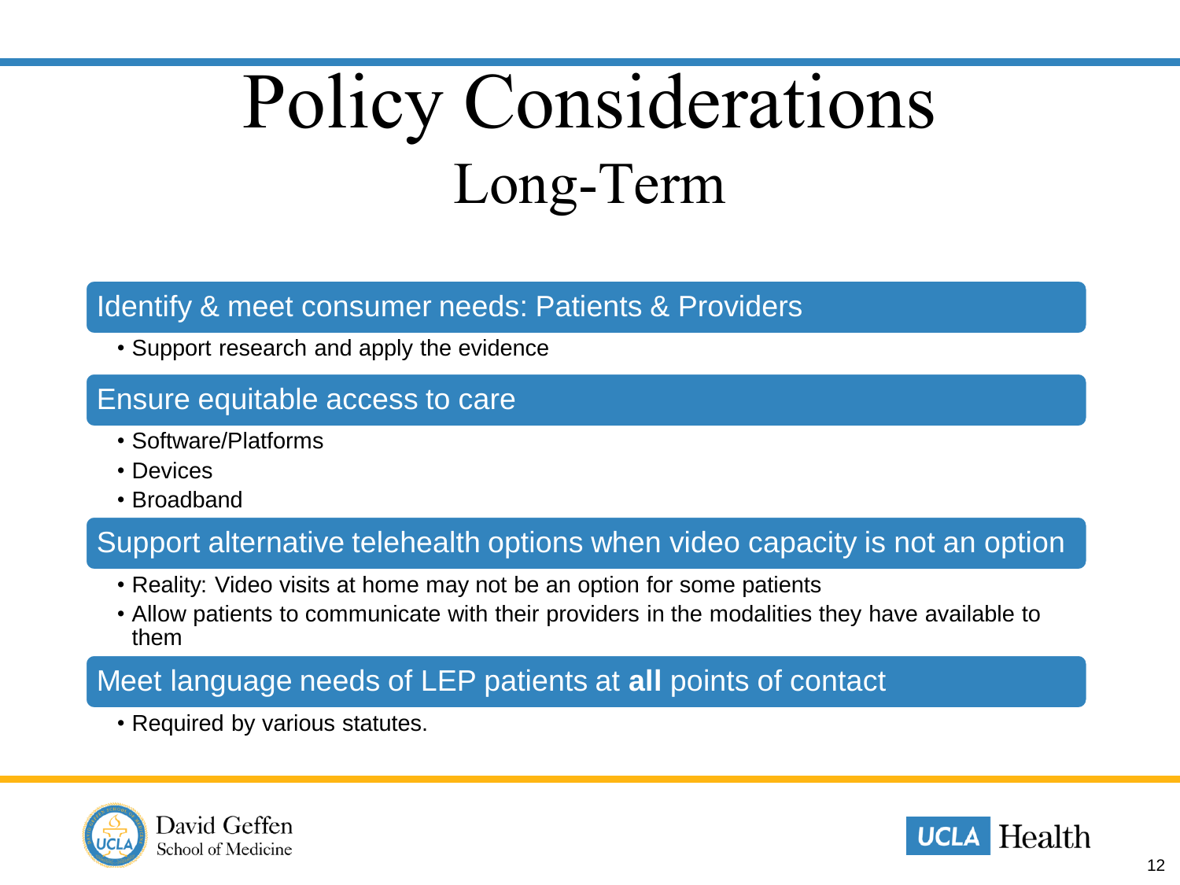# Policy Considerations

## Long-Term

### Identify & meet consumer needs: Patients & Providers

- Support research and apply the evidence

### Ensure equitable access to care

- Software/Platforms
- Devices
- Broadband

### Support alternative telehealth options when video capacity is not an option

- Reality: Video visits at home may not be an option for some patients
- Allow patients to communicate with their providers in the modalities they have available to them

### Meet language needs of LEP patients at **all** points of contact

- Required by various statutes.

David Geffen School of Medicine

UCLA Health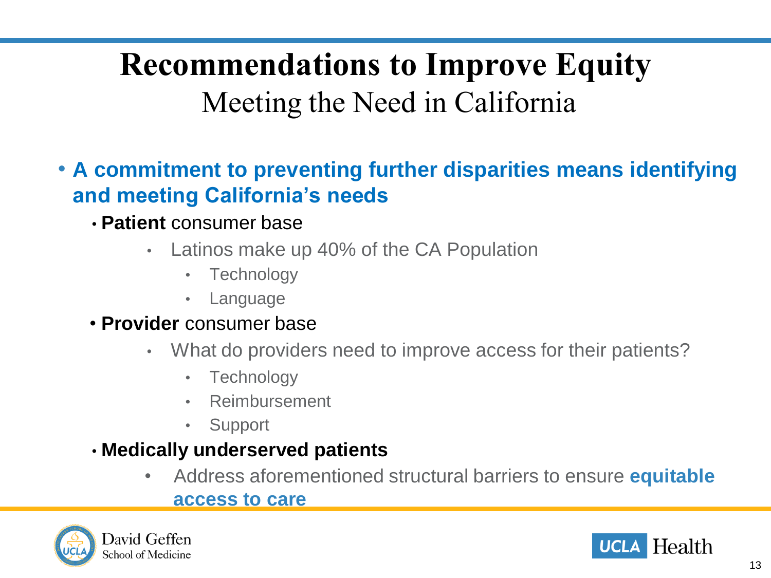# Recommendations to Improve Equity

## Meeting the Need in California

- **A commitment to preventing further disparities means identifying and meeting California's needs**
  - **Patient** consumer base
    - Latinos make up 40% of the CA Population
      - Technology
      - Language
  - **Provider** consumer base
    - What do providers need to improve access for their patients?
      - Technology
      - Reimbursement
      - Support
  - **Medically underserved patients**
    - Address aforementioned structural barriers to ensure **equitable access to care**

David Geffen School of Medicine

UCLA Health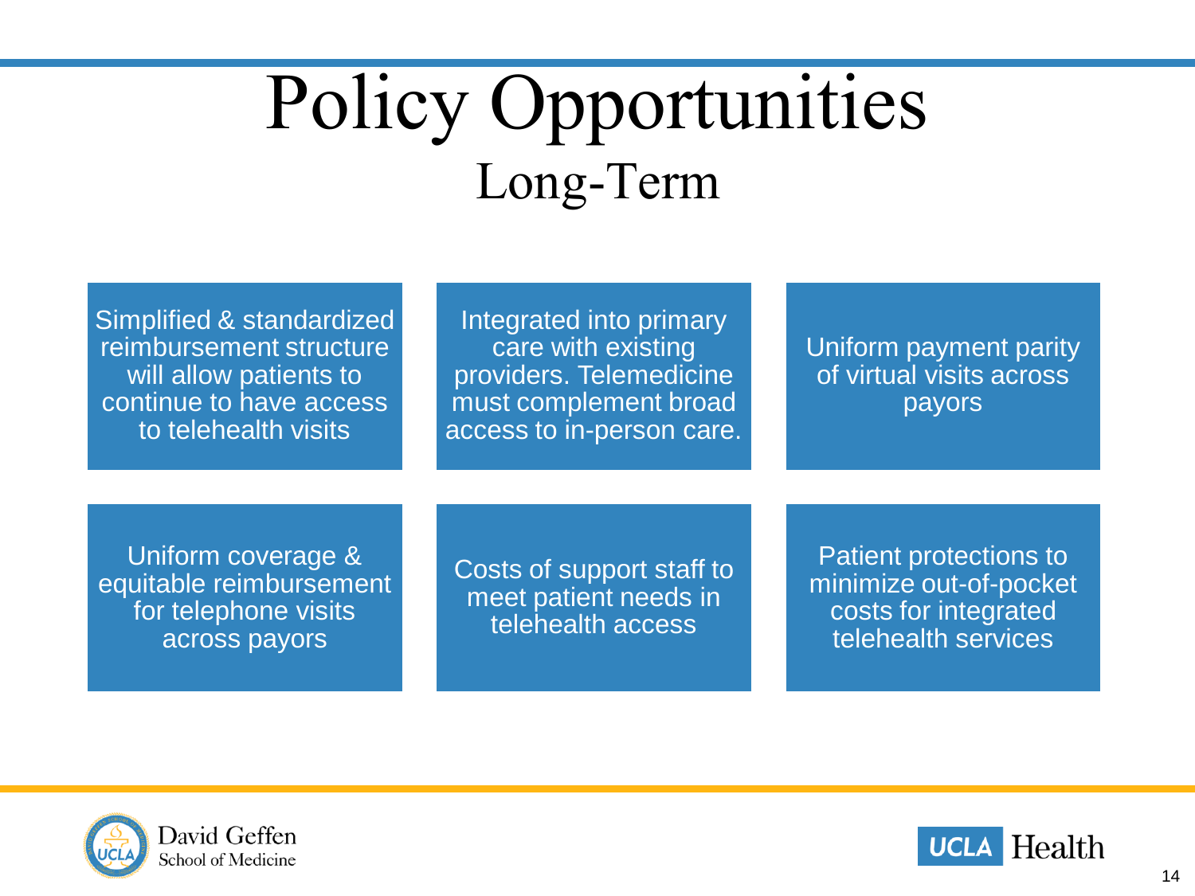# Policy Opportunities

## Long-Term

- Simplified & standardized reimbursement structure will allow patients to continue to have access to telehealth visits
- Integrated into primary care with existing providers. Telemedicine must complement broad access to in-person care.
- Uniform payment parity of virtual visits across payors
- Uniform coverage & equitable reimbursement for telephone visits across payors
- Costs of support staff to meet patient needs in telehealth access
- Patient protections to minimize out-of-pocket costs for integrated telehealth services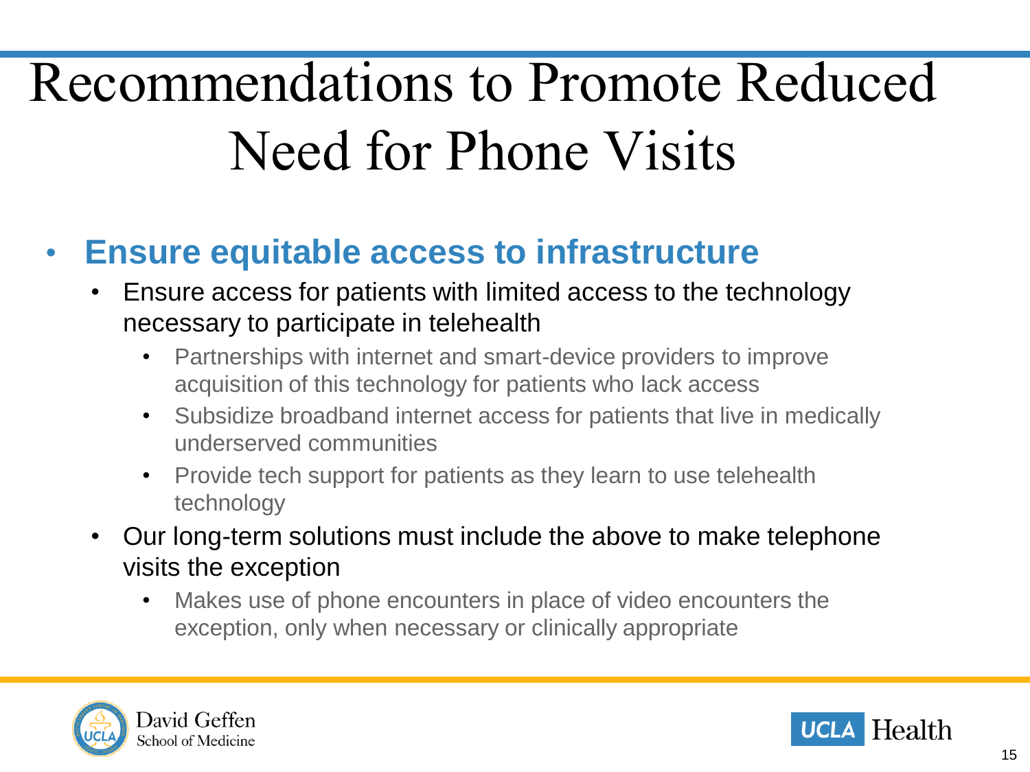# Recommendations to Promote Reduced Need for Phone Visits

- **Ensure equitable access to infrastructure**
  - Ensure access for patients with limited access to the technology necessary to participate in telehealth
    - Partnerships with internet and smart-device providers to improve acquisition of this technology for patients who lack access
    - Subsidize broadband internet access for patients that live in medically underserved communities
    - Provide tech support for patients as they learn to use telehealth technology
  - Our long-term solutions must include the above to make telephone visits the exception
    - Makes use of phone encounters in place of video encounters the exception, only when necessary or clinically appropriate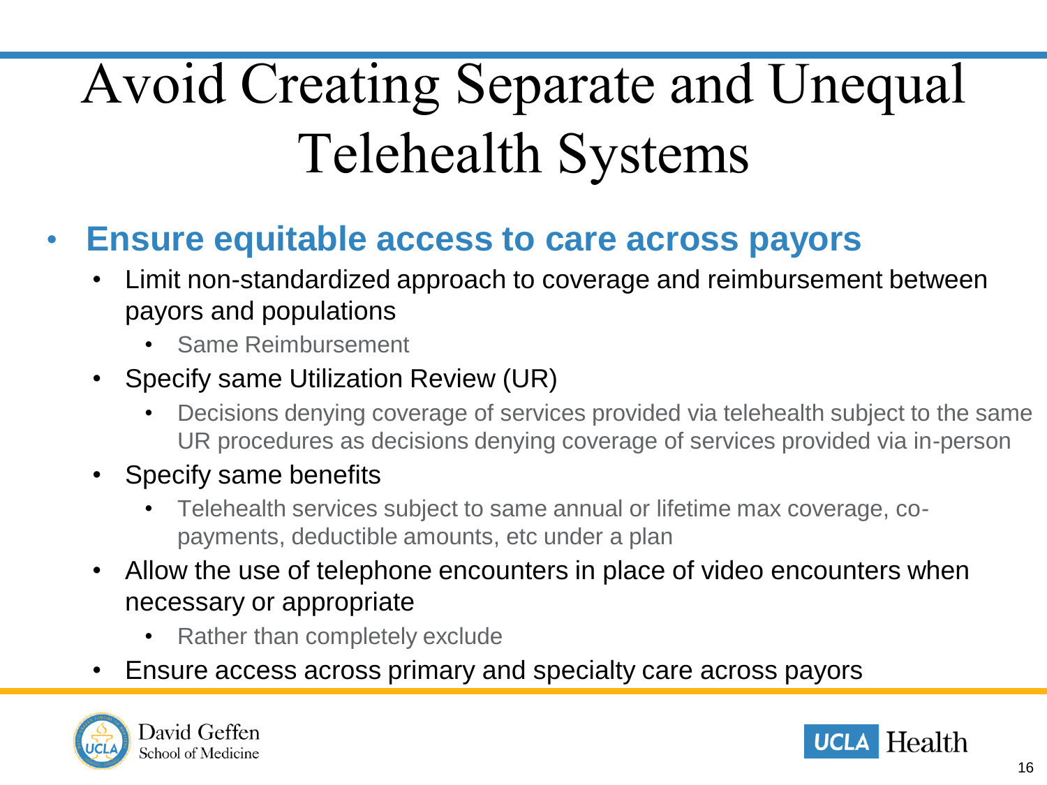# Avoid Creating Separate and Unequal Telehealth Systems

- **Ensure equitable access to care across payors**
  - Limit non-standardized approach to coverage and reimbursement between payors and populations
    - Same Reimbursement
  - Specify same Utilization Review (UR)
    - Decisions denying coverage of services provided via telehealth subject to the same UR procedures as decisions denying coverage of services provided via in-person
  - Specify same benefits
    - Telehealth services subject to same annual or lifetime max coverage, co-payments, deductible amounts, etc under a plan
  - Allow the use of telephone encounters in place of video encounters when necessary or appropriate
    - Rather than completely exclude
  - Ensure access across primary and specialty care across payors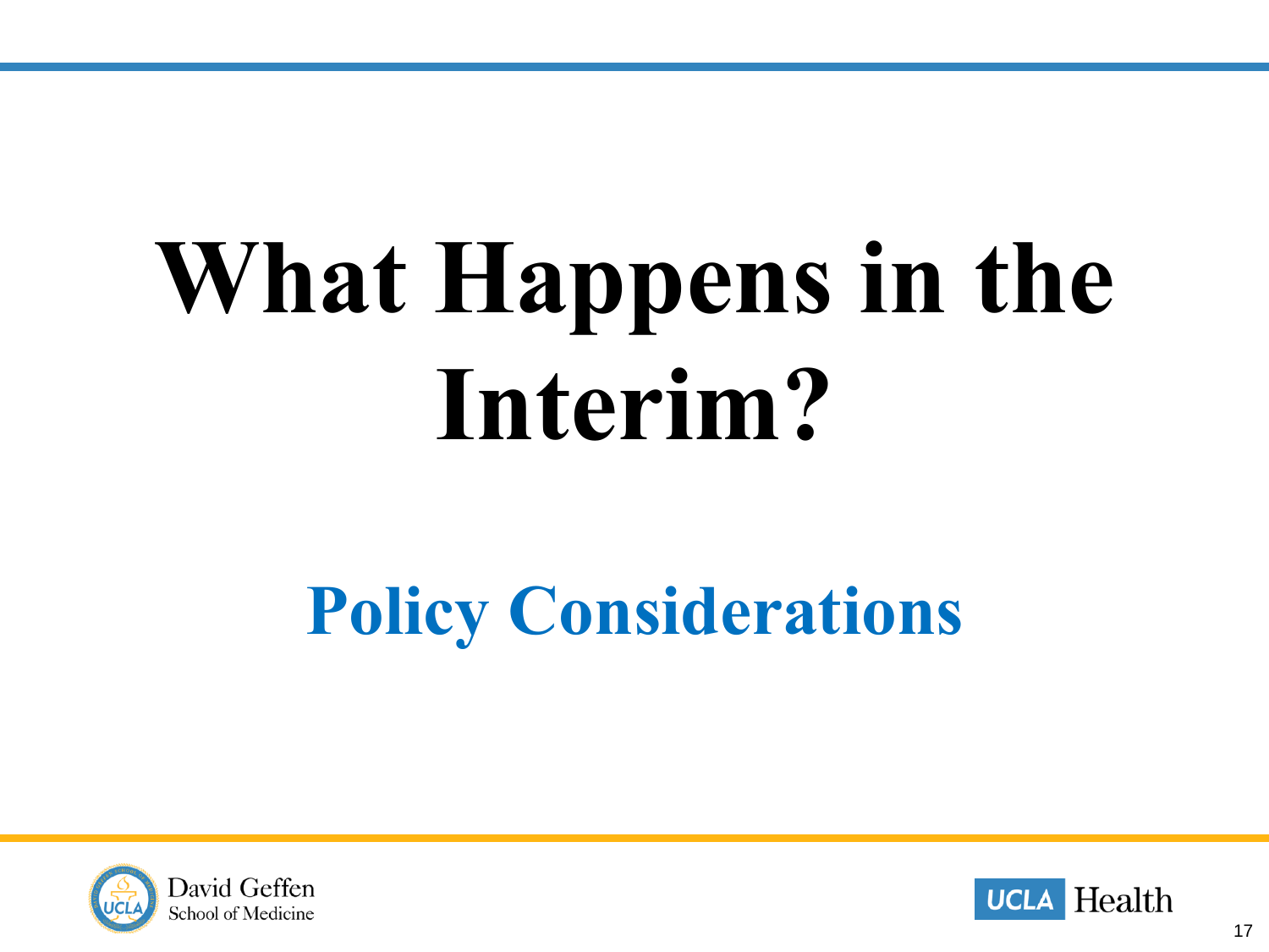# What Happens in the Interim?

## Policy Considerations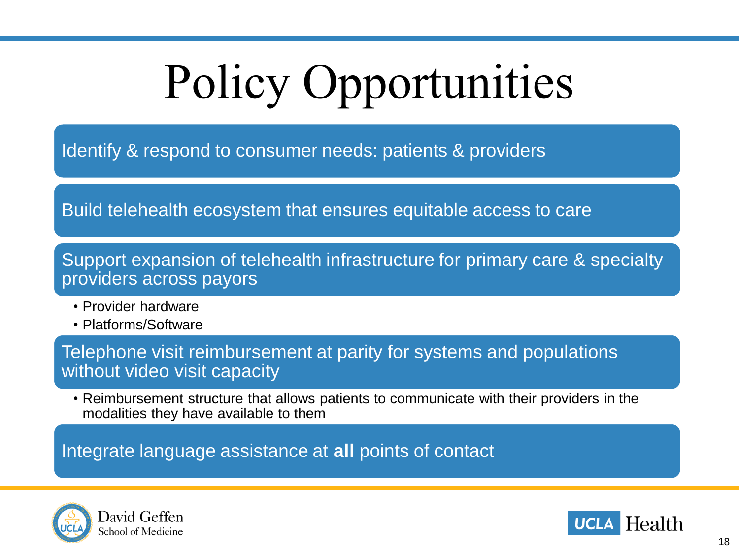# Policy Opportunities

Identify & respond to consumer needs: patients & providers

Build telehealth ecosystem that ensures equitable access to care

Support expansion of telehealth infrastructure for primary care & specialty providers across payors

- Provider hardware
- Platforms/Software

Telephone visit reimbursement at parity for systems and populations without video visit capacity

- Reimbursement structure that allows patients to communicate with their providers in the modalities they have available to them

Integrate language assistance at **all** points of contact

David Geffen School of Medicine

UCLA Health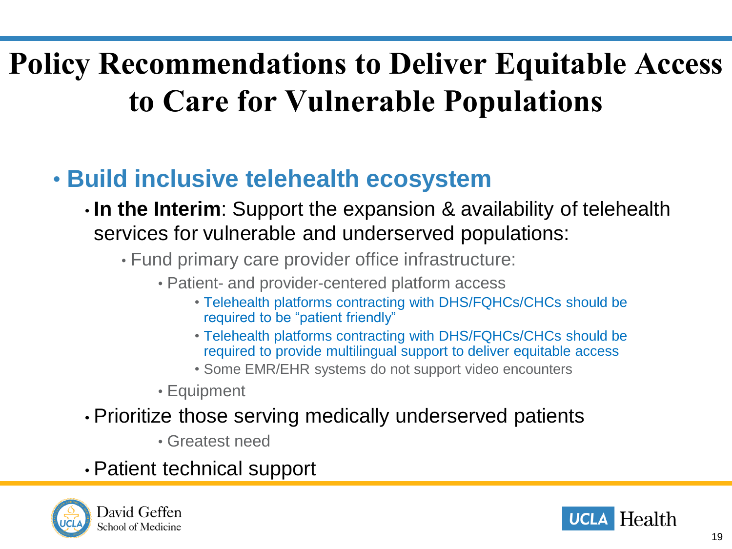# Policy Recommendations to Deliver Equitable Access to Care for Vulnerable Populations

- **Build inclusive telehealth ecosystem**
  - **In the Interim**: Support the expansion & availability of telehealth services for vulnerable and underserved populations:
    - Fund primary care provider office infrastructure:
      - Patient- and provider-centered platform access
        - Telehealth platforms contracting with DHS/FQHCs/CHCs should be required to be "patient friendly"
        - Telehealth platforms contracting with DHS/FQHCs/CHCs should be required to provide multilingual support to deliver equitable access
        - Some EMR/EHR systems do not support video encounters
      - Equipment
  - Prioritize those serving medically underserved patients
    - Greatest need
  - Patient technical support

David Geffen School of Medicine

UCLA Health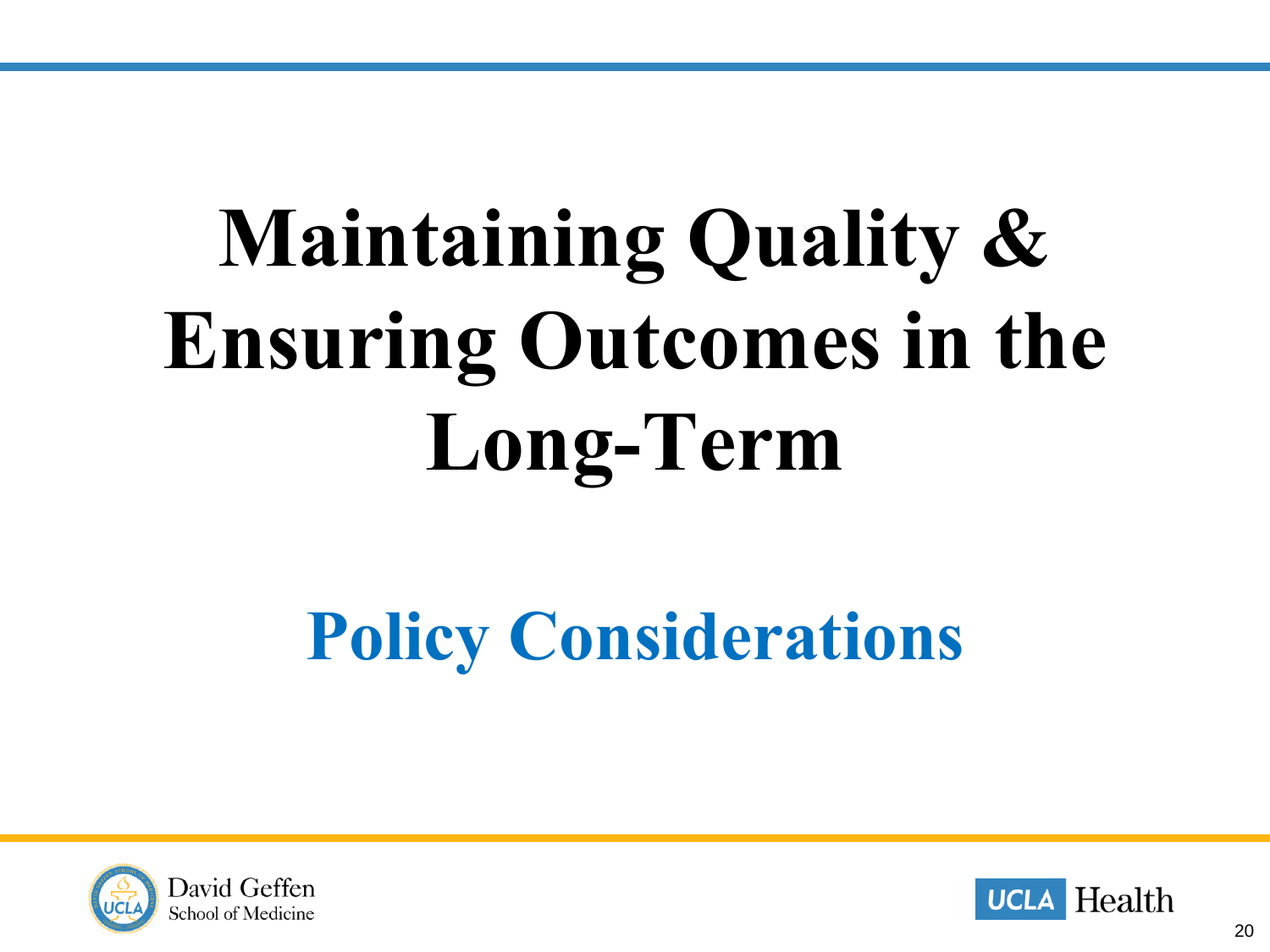# Maintaining Quality & Ensuring Outcomes in the Long-Term

## Policy Considerations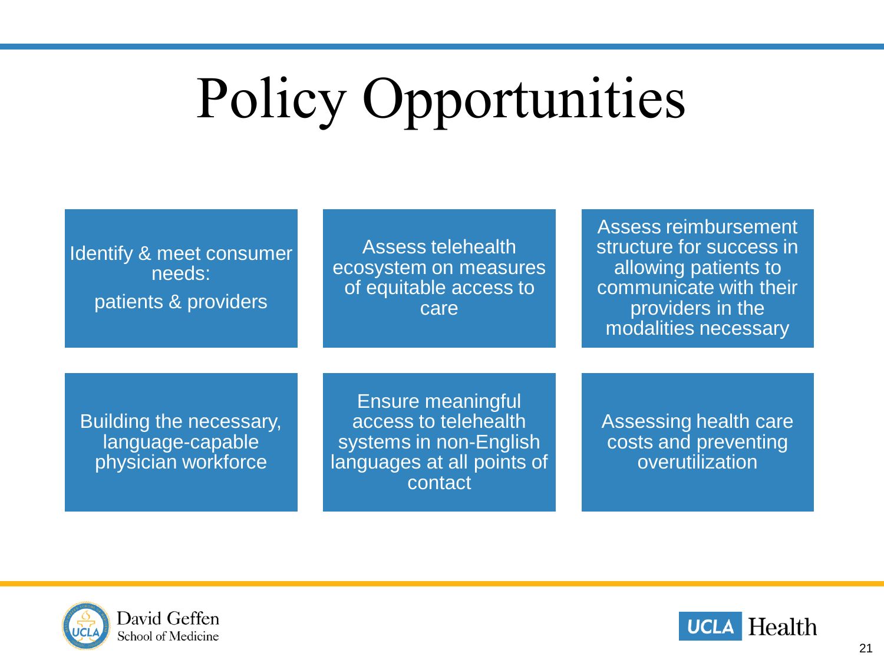# Policy Opportunities

- Identify & meet consumer needs:

  patients & providers

- Assess telehealth ecosystem on measures of equitable access to care

- Assess reimbursement structure for success in allowing patients to communicate with their providers in the modalities necessary

- Building the necessary, language-capable physician workforce

- Ensure meaningful access to telehealth systems in non-English languages at all points of contact

- Assessing health care costs and preventing overutilization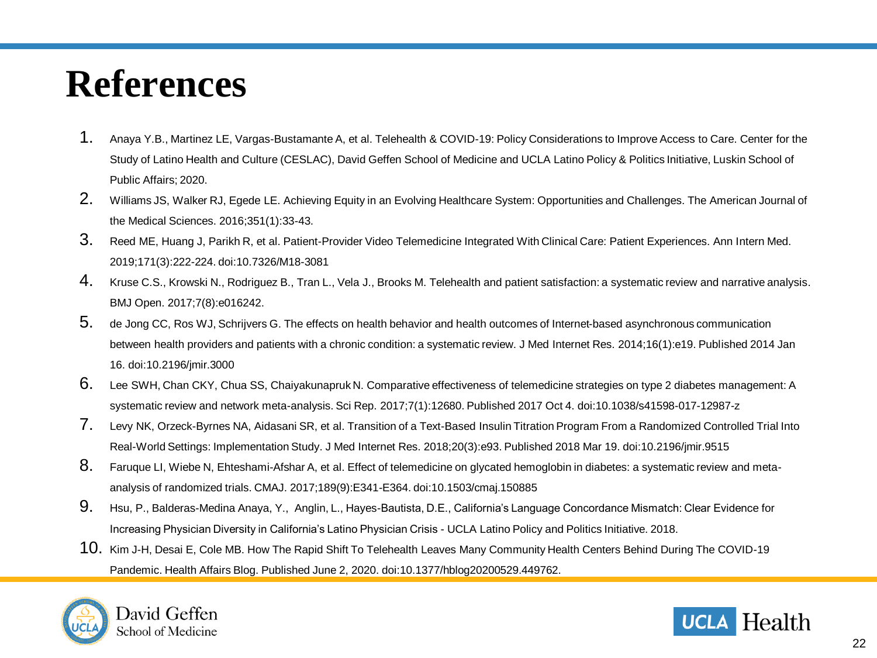# References

1. Anaya Y.B., Martinez LE, Vargas-Bustamante A, et al. Telehealth & COVID-19: Policy Considerations to Improve Access to Care. Center for the Study of Latino Health and Culture (CESLAC), David Geffen School of Medicine and UCLA Latino Policy & Politics Initiative, Luskin School of Public Affairs; 2020.
2. Williams JS, Walker RJ, Egede LE. Achieving Equity in an Evolving Healthcare System: Opportunities and Challenges. The American Journal of the Medical Sciences. 2016;351(1):33-43.
3. Reed ME, Huang J, Parikh R, et al. Patient-Provider Video Telemedicine Integrated With Clinical Care: Patient Experiences. Ann Intern Med. 2019;171(3):222-224. doi:10.7326/M18-3081
4. Kruse C.S., Krowski N., Rodriguez B., Tran L., Vela J., Brooks M. Telehealth and patient satisfaction: a systematic review and narrative analysis. BMJ Open. 2017;7(8):e016242.
5. de Jong CC, Ros WJ, Schrijvers G. The effects on health behavior and health outcomes of Internet-based asynchronous communication between health providers and patients with a chronic condition: a systematic review. J Med Internet Res. 2014;16(1):e19. Published 2014 Jan 16. doi:10.2196/jmir.3000
6. Lee SWH, Chan CKY, Chua SS, Chaiyakunapruk N. Comparative effectiveness of telemedicine strategies on type 2 diabetes management: A systematic review and network meta-analysis. Sci Rep. 2017;7(1):12680. Published 2017 Oct 4. doi:10.1038/s41598-017-12987-z
7. Levy NK, Orzeck-Byrnes NA, Aidasani SR, et al. Transition of a Text-Based Insulin Titration Program From a Randomized Controlled Trial Into Real-World Settings: Implementation Study. J Med Internet Res. 2018;20(3):e93. Published 2018 Mar 19. doi:10.2196/jmir.9515
8. Faruque LI, Wiebe N, Ehteshami-Afshar A, et al. Effect of telemedicine on glycated hemoglobin in diabetes: a systematic review and meta-analysis of randomized trials. CMAJ. 2017;189(9):E341-E364. doi:10.1503/cmaj.150885
9. Hsu, P., Balderas-Medina Anaya, Y., Anglin, L., Hayes-Bautista, D.E., California's Language Concordance Mismatch: Clear Evidence for Increasing Physician Diversity in California's Latino Physician Crisis - UCLA Latino Policy and Politics Initiative. 2018.
10. Kim J-H, Desai E, Cole MB. How The Rapid Shift To Telehealth Leaves Many Community Health Centers Behind During The COVID-19 Pandemic. Health Affairs Blog. Published June 2, 2020. doi:10.1377/hblog20200529.449762.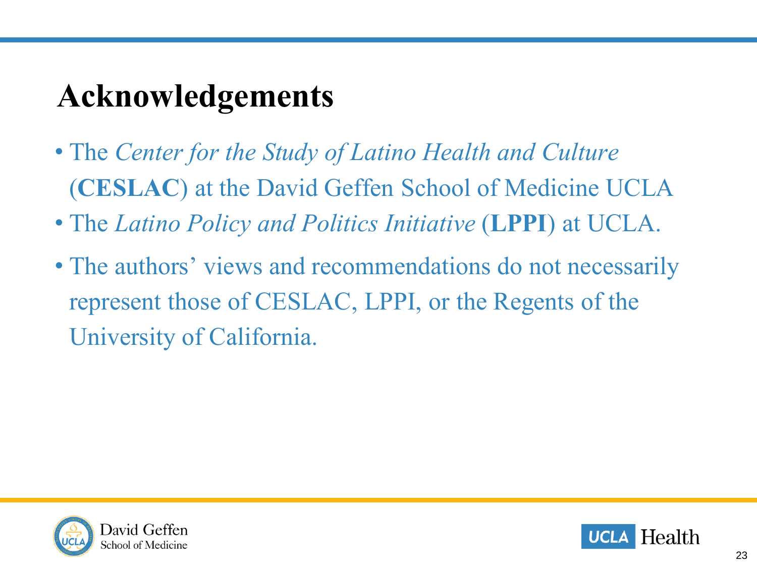# Acknowledgements

- The *Center for the Study of Latino Health and Culture* (**CESLAC**) at the David Geffen School of Medicine UCLA
- The *Latino Policy and Politics Initiative* (**LPPI**) at UCLA.
- The authors' views and recommendations do not necessarily represent those of CESLAC, LPPI, or the Regents of the University of California.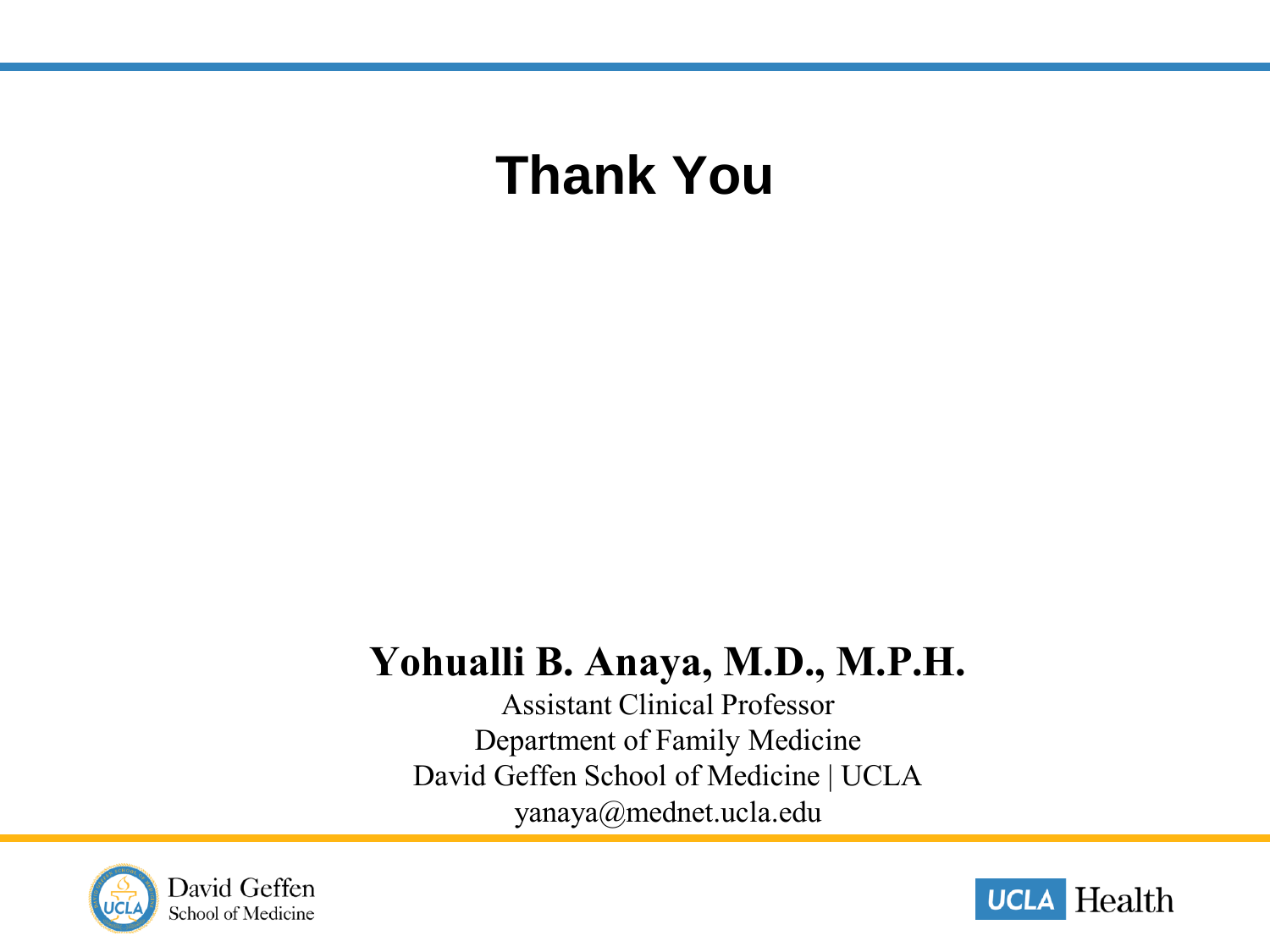# Thank You

**Yohualli B. Anaya, M.D., M.P.H.**

Assistant Clinical Professor

Department of Family Medicine

David Geffen School of Medicine | UCLA

yanaya@mednet.ucla.edu

David Geffen School of Medicine

UCLA Health